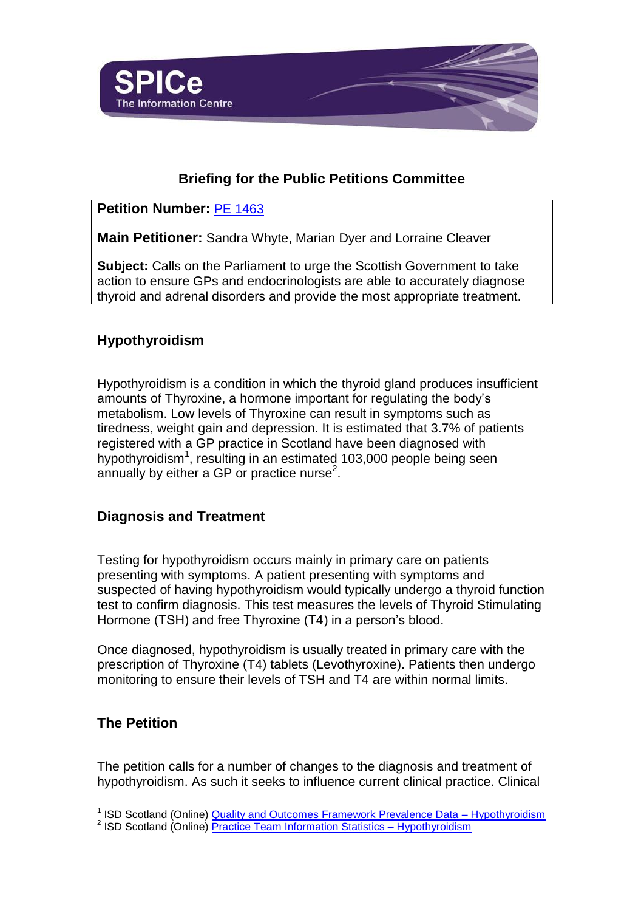SPICe
The Information Centre

## Briefing for the Public Petitions Committee

**Petition Number:** PE 1463

**Main Petitioner:** Sandra Whyte, Marian Dyer and Lorraine Cleaver

**Subject:** Calls on the Parliament to urge the Scottish Government to take action to ensure GPs and endocrinologists are able to accurately diagnose thyroid and adrenal disorders and provide the most appropriate treatment.

### Hypothyroidism

Hypothyroidism is a condition in which the thyroid gland produces insufficient amounts of Thyroxine, a hormone important for regulating the body's metabolism. Low levels of Thyroxine can result in symptoms such as tiredness, weight gain and depression. It is estimated that 3.7% of patients registered with a GP practice in Scotland have been diagnosed with hypothyroidism[1], resulting in an estimated 103,000 people being seen annually by either a GP or practice nurse[2].

### Diagnosis and Treatment

Testing for hypothyroidism occurs mainly in primary care on patients presenting with symptoms. A patient presenting with symptoms and suspected of having hypothyroidism would typically undergo a thyroid function test to confirm diagnosis. This test measures the levels of Thyroid Stimulating Hormone (TSH) and free Thyroxine (T4) in a person's blood.

Once diagnosed, hypothyroidism is usually treated in primary care with the prescription of Thyroxine (T4) tablets (Levothyroxine). Patients then undergo monitoring to ensure their levels of TSH and T4 are within normal limits.

### The Petition

The petition calls for a number of changes to the diagnosis and treatment of hypothyroidism. As such it seeks to influence current clinical practice. Clinical

[1] ISD Scotland (Online) Quality and Outcomes Framework Prevalence Data – Hypothyroidism
[2] ISD Scotland (Online) Practice Team Information Statistics – Hypothyroidism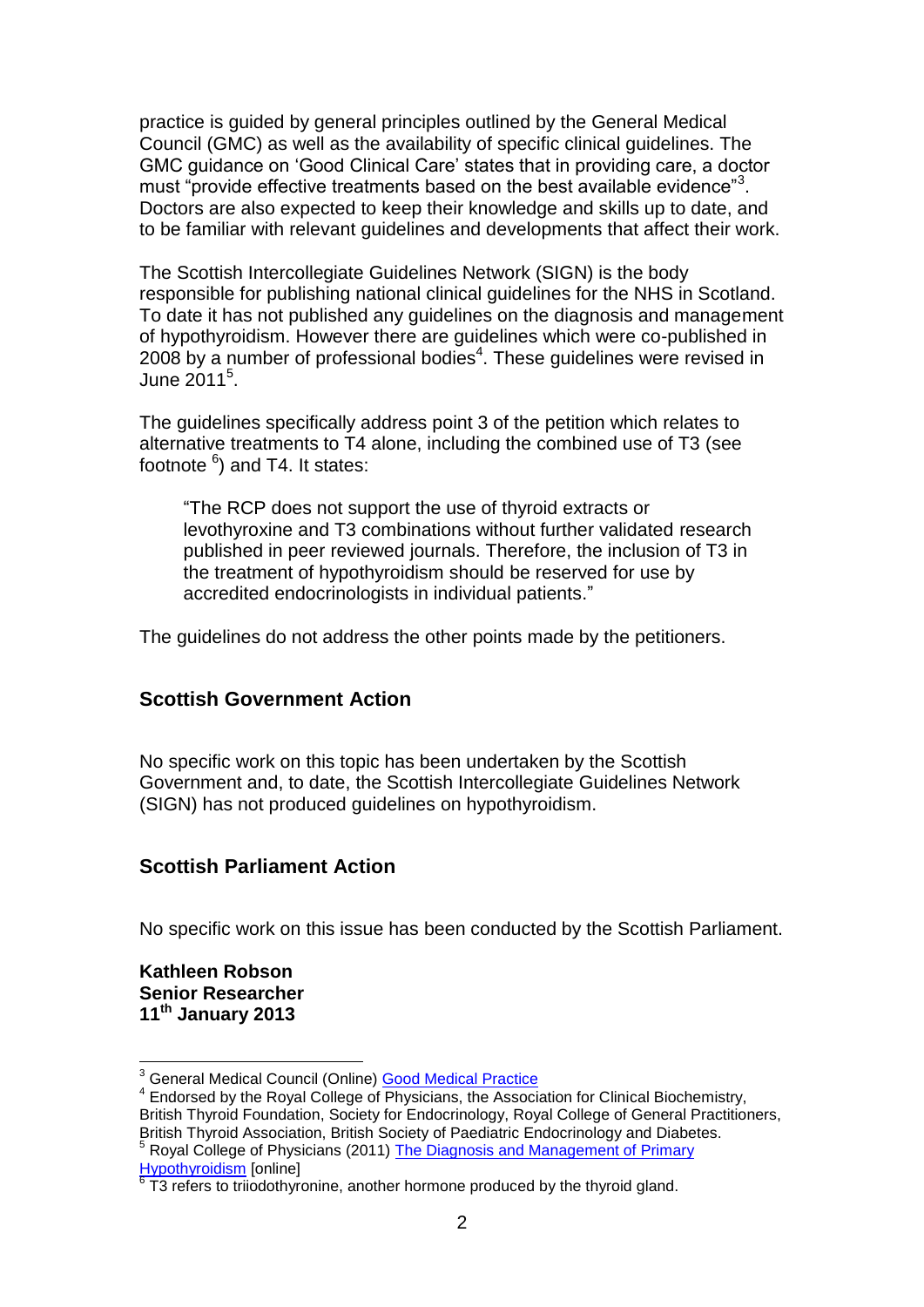practice is guided by general principles outlined by the General Medical Council (GMC) as well as the availability of specific clinical guidelines. The GMC guidance on 'Good Clinical Care' states that in providing care, a doctor must "provide effective treatments based on the best available evidence"[3]. Doctors are also expected to keep their knowledge and skills up to date, and to be familiar with relevant guidelines and developments that affect their work.

The Scottish Intercollegiate Guidelines Network (SIGN) is the body responsible for publishing national clinical guidelines for the NHS in Scotland. To date it has not published any guidelines on the diagnosis and management of hypothyroidism. However there are guidelines which were co-published in 2008 by a number of professional bodies[4]. These guidelines were revised in June 2011[5].

The guidelines specifically address point 3 of the petition which relates to alternative treatments to T4 alone, including the combined use of T3 (see footnote [6]) and T4. It states:

> "The RCP does not support the use of thyroid extracts or levothyroxine and T3 combinations without further validated research published in peer reviewed journals. Therefore, the inclusion of T3 in the treatment of hypothyroidism should be reserved for use by accredited endocrinologists in individual patients."

The guidelines do not address the other points made by the petitioners.

## Scottish Government Action

No specific work on this topic has been undertaken by the Scottish Government and, to date, the Scottish Intercollegiate Guidelines Network (SIGN) has not produced guidelines on hypothyroidism.

## Scottish Parliament Action

No specific work on this issue has been conducted by the Scottish Parliament.

**Kathleen Robson**
**Senior Researcher**
**11th January 2013**

---

[3] General Medical Council (Online) Good Medical Practice

[4] Endorsed by the Royal College of Physicians, the Association for Clinical Biochemistry, British Thyroid Foundation, Society for Endocrinology, Royal College of General Practitioners, British Thyroid Association, British Society of Paediatric Endocrinology and Diabetes.

[5] Royal College of Physicians (2011) The Diagnosis and Management of Primary Hypothyroidism [online]

[6] T3 refers to triiodothyronine, another hormone produced by the thyroid gland.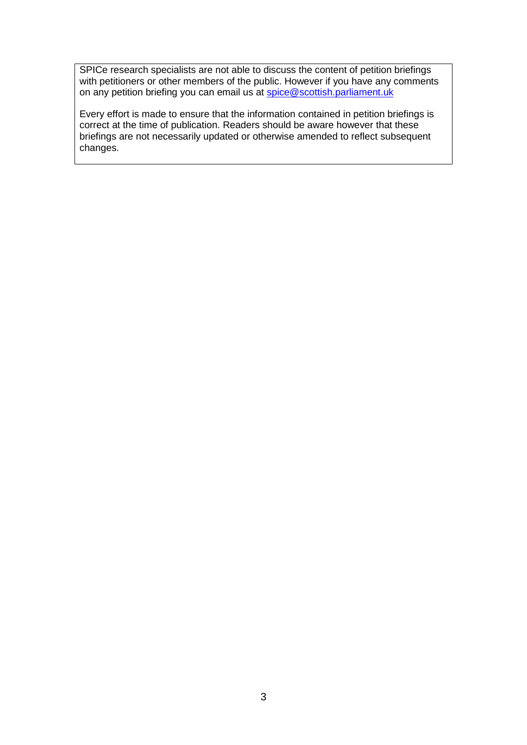SPICe research specialists are not able to discuss the content of petition briefings with petitioners or other members of the public. However if you have any comments on any petition briefing you can email us at spice@scottish.parliament.uk

Every effort is made to ensure that the information contained in petition briefings is correct at the time of publication. Readers should be aware however that these briefings are not necessarily updated or otherwise amended to reflect subsequent changes.